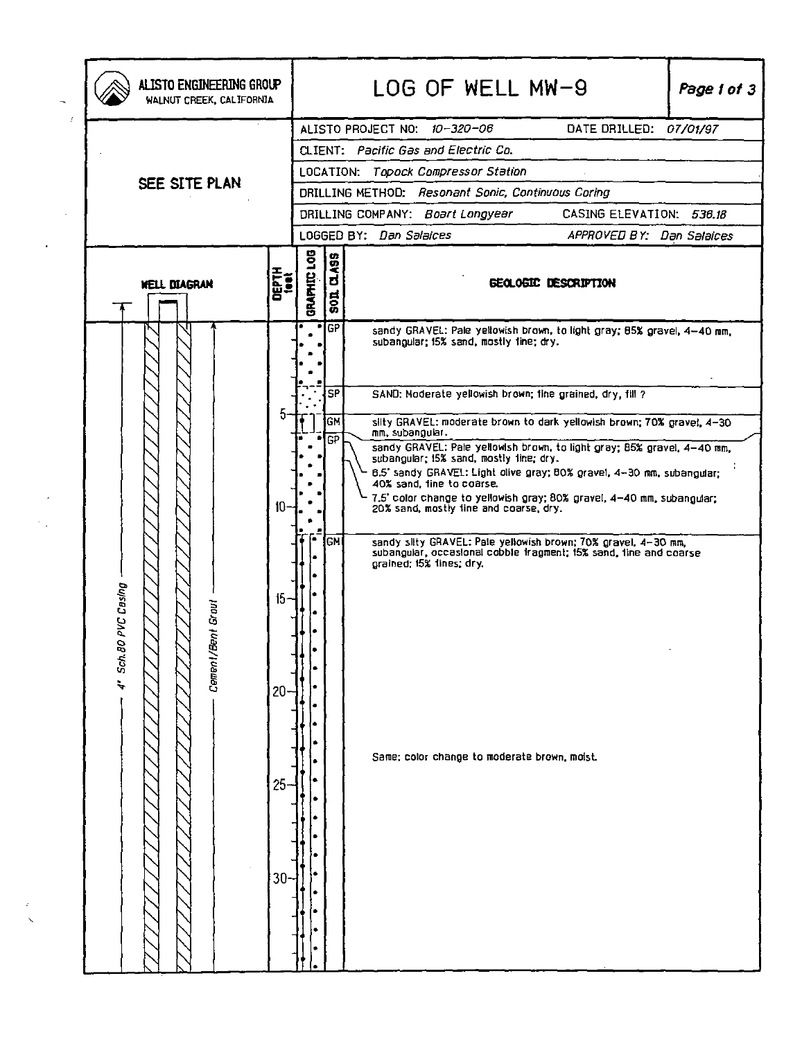**ALISTO ENGINEERING GROUP**
WALNUT CREEK, CALIFORNIA

# LOG OF WELL MW-9

| | |
|---|---|
| ALISTO PROJECT NO: *10-320-06* | DATE DRILLED: *07/01/97* |
| CLIENT: *Pacific Gas and Electric Co.* | |
| LOCATION: *Topock Compressor Station* | |
| DRILLING METHOD: *Resonant Sonic, Continuous Coring* | |
| DRILLING COMPANY: *Boart Longyear* | CASING ELEVATION: *538.18* |
| LOGGED BY: *Dan Salaices* | APPROVED BY: *Dan Salaices* |

SEE SITE PLAN

**WELL DIAGRAM**: 4" Sch.80 PVC Casing; Cement/Bent Grout

| DEPTH (feet) | SOIL CLASS | GEOLOGIC DESCRIPTION |
|---|---|---|
| 0 | GP | sandy GRAVEL: Pale yellowish brown, to light gray; 85% gravel, 4–40 mm, subangular; 15% sand, mostly fine; dry. |
| ~4 | SP | SAND: Moderate yellowish brown; fine grained, dry, fill ? |
| ~5.5 | GM | silty GRAVEL: moderate brown to dark yellowish brown; 70% gravel, 4–30 mm, subangular. |
| ~6 | GP | sandy GRAVEL: Pale yellowish brown, to light gray; 85% gravel, 4–40 mm, subangular; 15% sand, mostly fine; dry. |
| | | 6.5' sandy GRAVEL: Light olive gray; 80% gravel, 4–30 mm, subangular; 40% sand, fine to coarse. |
| | | 7.5' color change to yellowish gray; 80% gravel, 4–40 mm, subangular; 20% sand, mostly fine and coarse, dry. |
| ~12 | GM | sandy silty GRAVEL: Pale yellowish brown; 70% gravel, 4–30 mm, subangular, occasional cobble fragment; 15% sand, fine and coarse grained; 15% fines; dry. |
| ~23 | | Same; color change to moderate brown, moist. |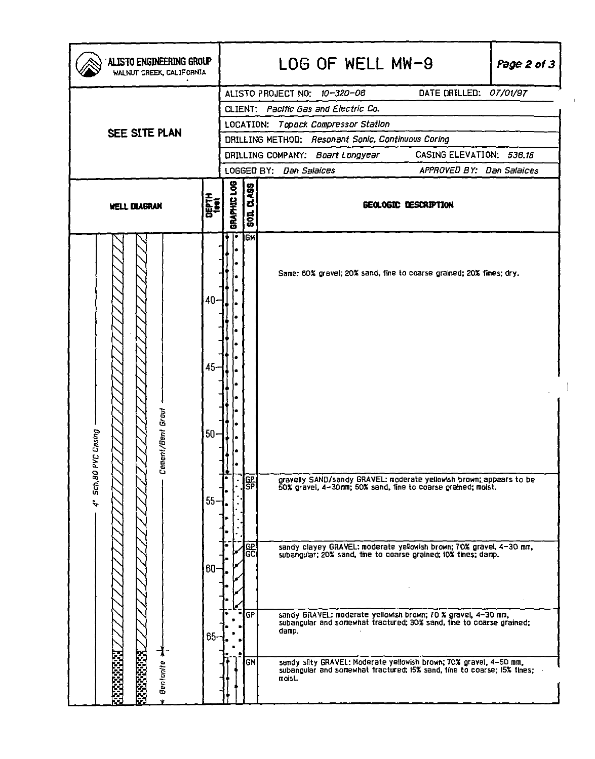# LOG OF WELL MW-9

**ALISTO ENGINEERING GROUP**
WALNUT CREEK, CALIFORNIA

| | |
|---|---|
| ALISTO PROJECT NO: *10-320-08* | DATE DRILLED: *07/01/97* |
| CLIENT: *Pacific Gas and Electric Co.* | |
| LOCATION: *Topock Compressor Station* | |
| DRILLING METHOD: *Resonant Sonic, Continuous Coring* | |
| DRILLING COMPANY: *Boart Longyear* | CASING ELEVATION: *536.18* |
| LOGGED BY: *Dan Salaices* | APPROVED BY: *Dan Salaices* |

SEE SITE PLAN

| WELL DIAGRAM | DEPTH feet | SOIL CLASS | GEOLOGIC DESCRIPTION |
|---|---|---|---|
| 4" Sch.80 PVC Casing; Cement/Bent Grout | 35–53 | GM | Same: 60% gravel; 20% sand, fine to coarse grained; 20% fines; dry. |
| | 53–58 | GP/SP | gravelly SAND/sandy GRAVEL: moderate yellowish brown; appears to be 50% gravel, 4–30mm; 50% sand, fine to coarse grained; moist. |
| | 58–63 | GP/GC | sandy clayey GRAVEL: moderate yellowish brown; 70% gravel, 4–30 mm, subangular; 20% sand, fine to coarse grained; 10% fines; damp. |
| | 63–67 | GP | sandy GRAVEL: moderate yellowish brown; 70 % gravel, 4–30 mm, subangular and somewhat fractured; 30% sand, fine to coarse grained; damp. |
| Bentonite (from ~66 ft) | 67– | GM | sandy silty GRAVEL: Moderate yellowish brown; 70% gravel, 4–50 mm, subangular and somewhat fractured; 15% sand, fine to coarse; 15% fines; moist. |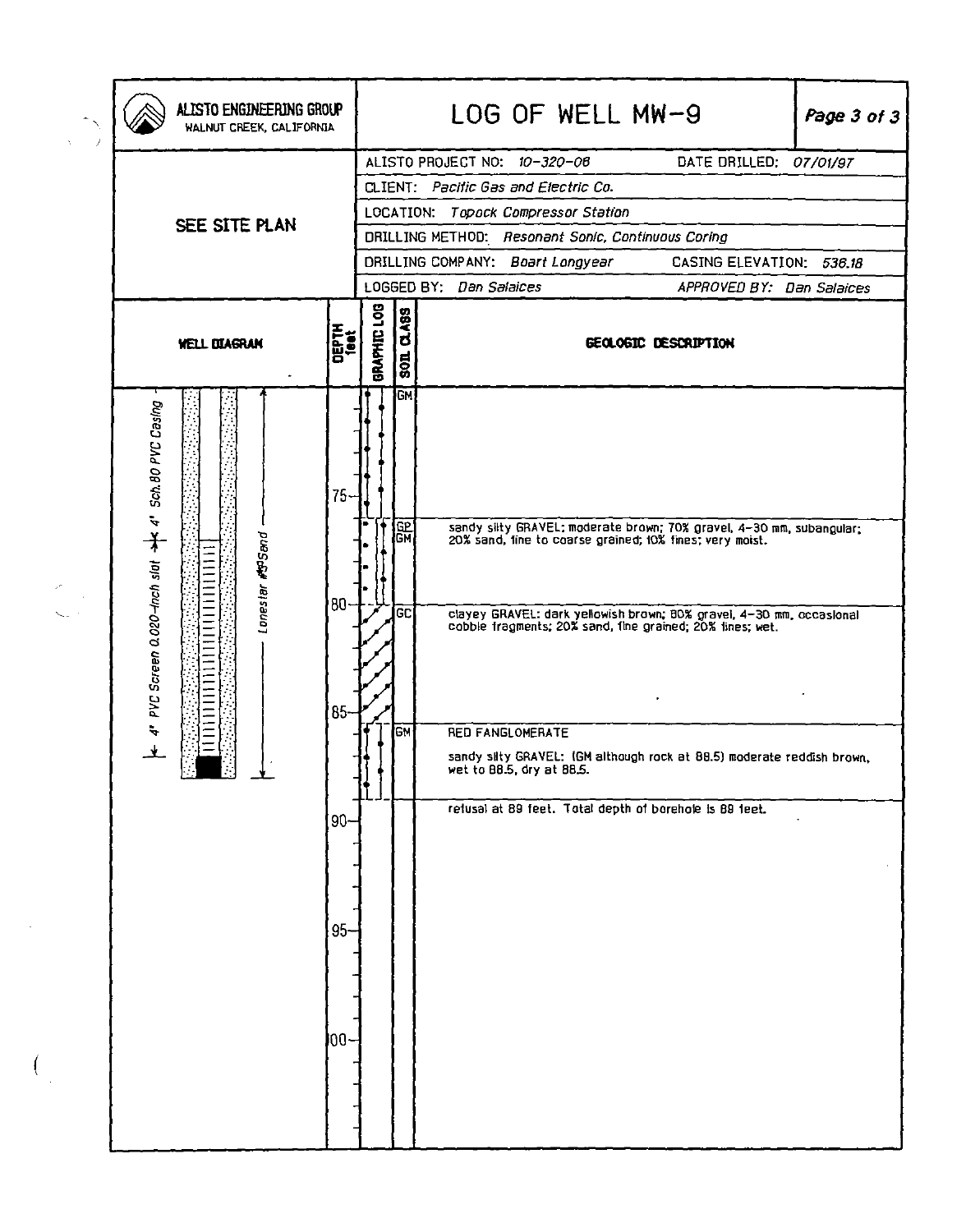# LOG OF WELL MW-9

**ALISTO ENGINEERING GROUP**
WALNUT CREEK, CALIFORNIA

| | |
|---|---|
| ALISTO PROJECT NO: *10-320-06* | DATE DRILLED: *07/01/97* |
| CLIENT: *Pacific Gas and Electric Co.* | |
| LOCATION: *Topock Compressor Station* | |
| DRILLING METHOD: *Resonant Sonic, Continuous Coring* | |
| DRILLING COMPANY: *Boart Longyear* | CASING ELEVATION: *536.18* |
| LOGGED BY: *Dan Salaices* | APPROVED BY: *Dan Salaices* |

SEE SITE PLAN

**WELL DIAGRAM**

4" Sch.80 PVC Casing

4" PVC Screen 0.020-inch slot

Lonestar #3 Sand

| DEPTH (feet) | SOIL CLASS | GEOLOGIC DESCRIPTION |
|---|---|---|
| 71–76 | GM | |
| 76–80 | GP/GM | sandy silty GRAVEL; moderate brown; 70% gravel, 4–30 mm, subangular; 20% sand, fine to coarse grained; 10% fines; very moist. |
| 80–85.5 | GC | clayey GRAVEL: dark yellowish brown; 60% gravel, 4–30 mm, occasional cobble fragments; 20% sand, fine grained; 20% fines; wet. |
| 85.5–89 | GM | RED FANGLOMERATE<br>sandy silty GRAVEL: (GM although rock at 88.5) moderate reddish brown, wet to 88.5, dry at 88.5. |
| 89 | | refusal at 89 feet. Total depth of borehole is 89 feet. |